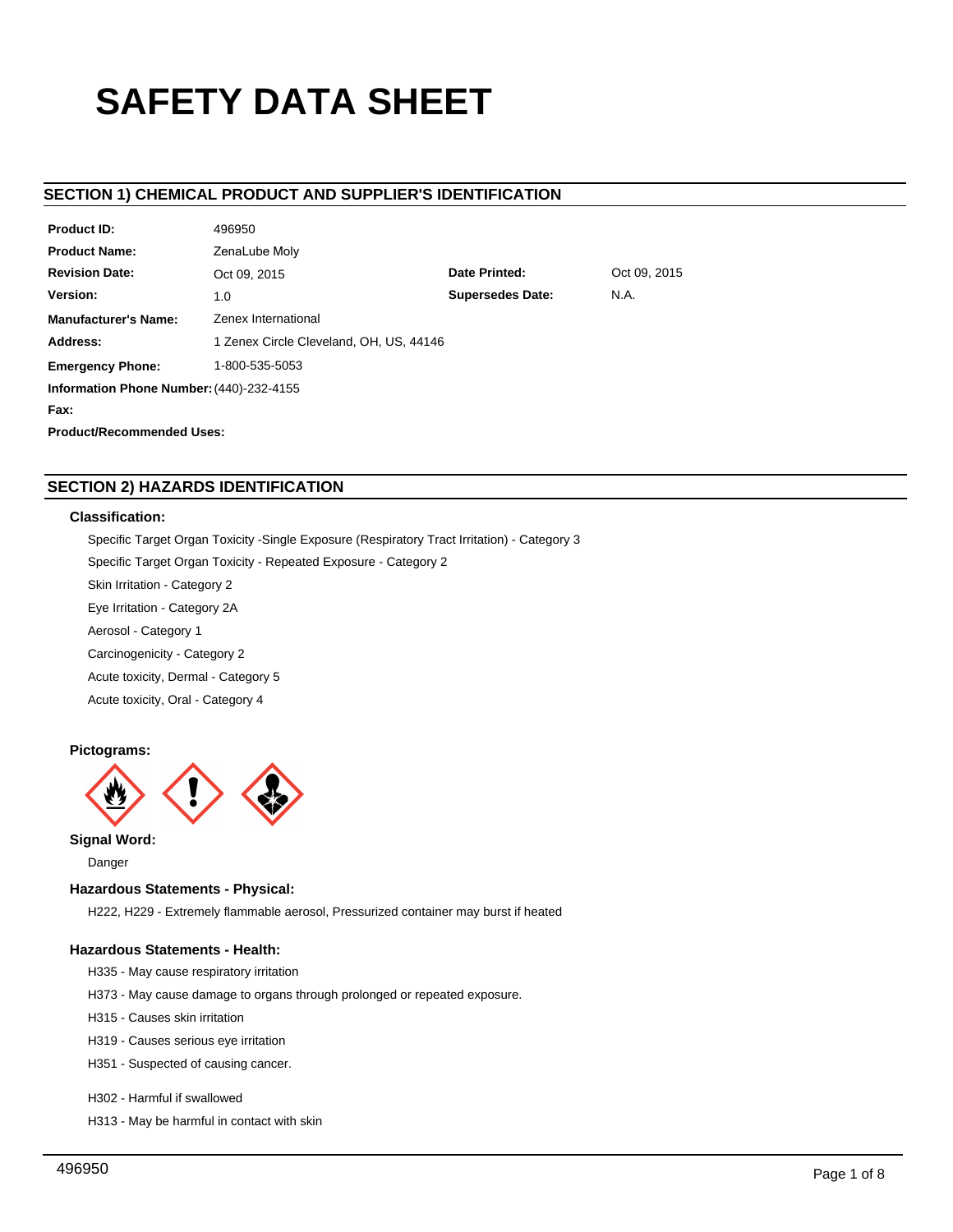# SAFETY DATA SHEET

## SECTION 1) CHEMICAL PRODUCT AND SUPPLIER'S IDENTIFICATION

| | | | |
|---|---|---|---|
| **Product ID:** | 496950 | | |
| **Product Name:** | ZenaLube Moly | | |
| **Revision Date:** | Oct 09, 2015 | **Date Printed:** | Oct 09, 2015 |
| **Version:** | 1.0 | **Supersedes Date:** | N.A. |
| **Manufacturer's Name:** | Zenex International | | |
| **Address:** | 1 Zenex Circle Cleveland, OH, US, 44146 | | |
| **Emergency Phone:** | 1-800-535-5053 | | |
| **Information Phone Number:** | (440)-232-4155 | | |
| **Fax:** | | | |
| **Product/Recommended Uses:** | | | |

## SECTION 2) HAZARDS IDENTIFICATION

### Classification:

Specific Target Organ Toxicity -Single Exposure (Respiratory Tract Irritation) - Category 3

Specific Target Organ Toxicity - Repeated Exposure - Category 2

Skin Irritation - Category 2

Eye Irritation - Category 2A

Aerosol - Category 1

Carcinogenicity - Category 2

Acute toxicity, Dermal - Category 5

Acute toxicity, Oral - Category 4

### Pictograms:

### Signal Word:

Danger

### Hazardous Statements - Physical:

H222, H229 - Extremely flammable aerosol, Pressurized container may burst if heated

### Hazardous Statements - Health:

H335 - May cause respiratory irritation

H373 - May cause damage to organs through prolonged or repeated exposure.

H315 - Causes skin irritation

H319 - Causes serious eye irritation

H351 - Suspected of causing cancer.

H302 - Harmful if swallowed

H313 - May be harmful in contact with skin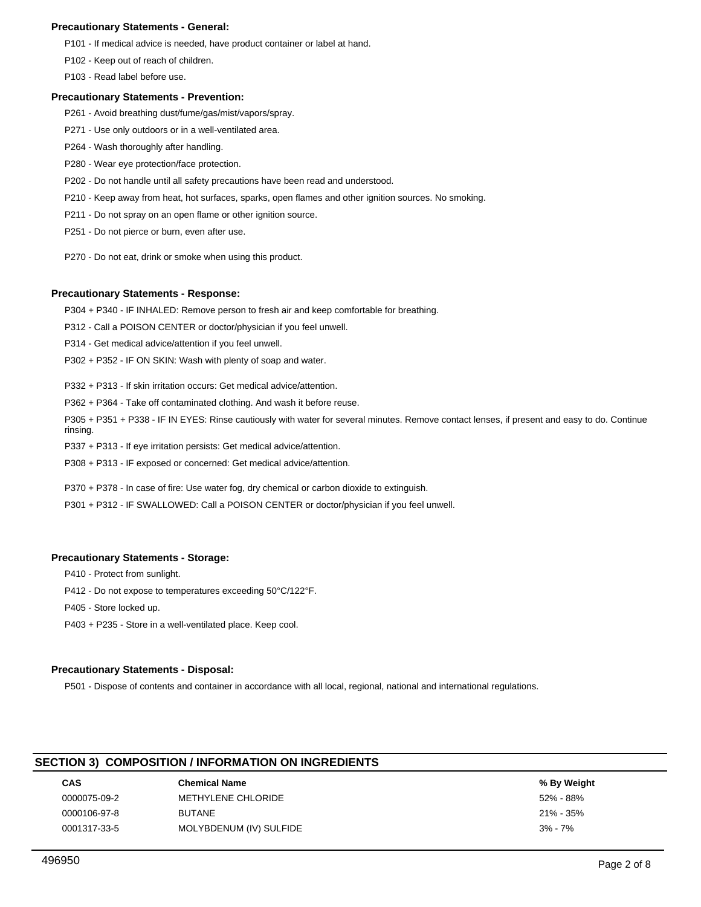**Precautionary Statements - General:**

P101 - If medical advice is needed, have product container or label at hand.

P102 - Keep out of reach of children.

P103 - Read label before use.

**Precautionary Statements - Prevention:**

P261 - Avoid breathing dust/fume/gas/mist/vapors/spray.

P271 - Use only outdoors or in a well-ventilated area.

P264 - Wash thoroughly after handling.

P280 - Wear eye protection/face protection.

P202 - Do not handle until all safety precautions have been read and understood.

P210 - Keep away from heat, hot surfaces, sparks, open flames and other ignition sources. No smoking.

P211 - Do not spray on an open flame or other ignition source.

P251 - Do not pierce or burn, even after use.

P270 - Do not eat, drink or smoke when using this product.

**Precautionary Statements - Response:**

P304 + P340 - IF INHALED: Remove person to fresh air and keep comfortable for breathing.

P312 - Call a POISON CENTER or doctor/physician if you feel unwell.

P314 - Get medical advice/attention if you feel unwell.

P302 + P352 - IF ON SKIN: Wash with plenty of soap and water.

P332 + P313 - If skin irritation occurs: Get medical advice/attention.

P362 + P364 - Take off contaminated clothing. And wash it before reuse.

P305 + P351 + P338 - IF IN EYES: Rinse cautiously with water for several minutes. Remove contact lenses, if present and easy to do. Continue rinsing.

P337 + P313 - If eye irritation persists: Get medical advice/attention.

P308 + P313 - IF exposed or concerned: Get medical advice/attention.

P370 + P378 - In case of fire: Use water fog, dry chemical or carbon dioxide to extinguish.

P301 + P312 - IF SWALLOWED: Call a POISON CENTER or doctor/physician if you feel unwell.

**Precautionary Statements - Storage:**

P410 - Protect from sunlight.

P412 - Do not expose to temperatures exceeding 50°C/122°F.

P405 - Store locked up.

P403 + P235 - Store in a well-ventilated place. Keep cool.

**Precautionary Statements - Disposal:**

P501 - Dispose of contents and container in accordance with all local, regional, national and international regulations.

## SECTION 3) COMPOSITION / INFORMATION ON INGREDIENTS

| CAS | Chemical Name | % By Weight |
|---|---|---|
| 0000075-09-2 | METHYLENE CHLORIDE | 52% - 88% |
| 0000106-97-8 | BUTANE | 21% - 35% |
| 0001317-33-5 | MOLYBDENUM (IV) SULFIDE | 3% - 7% |

496950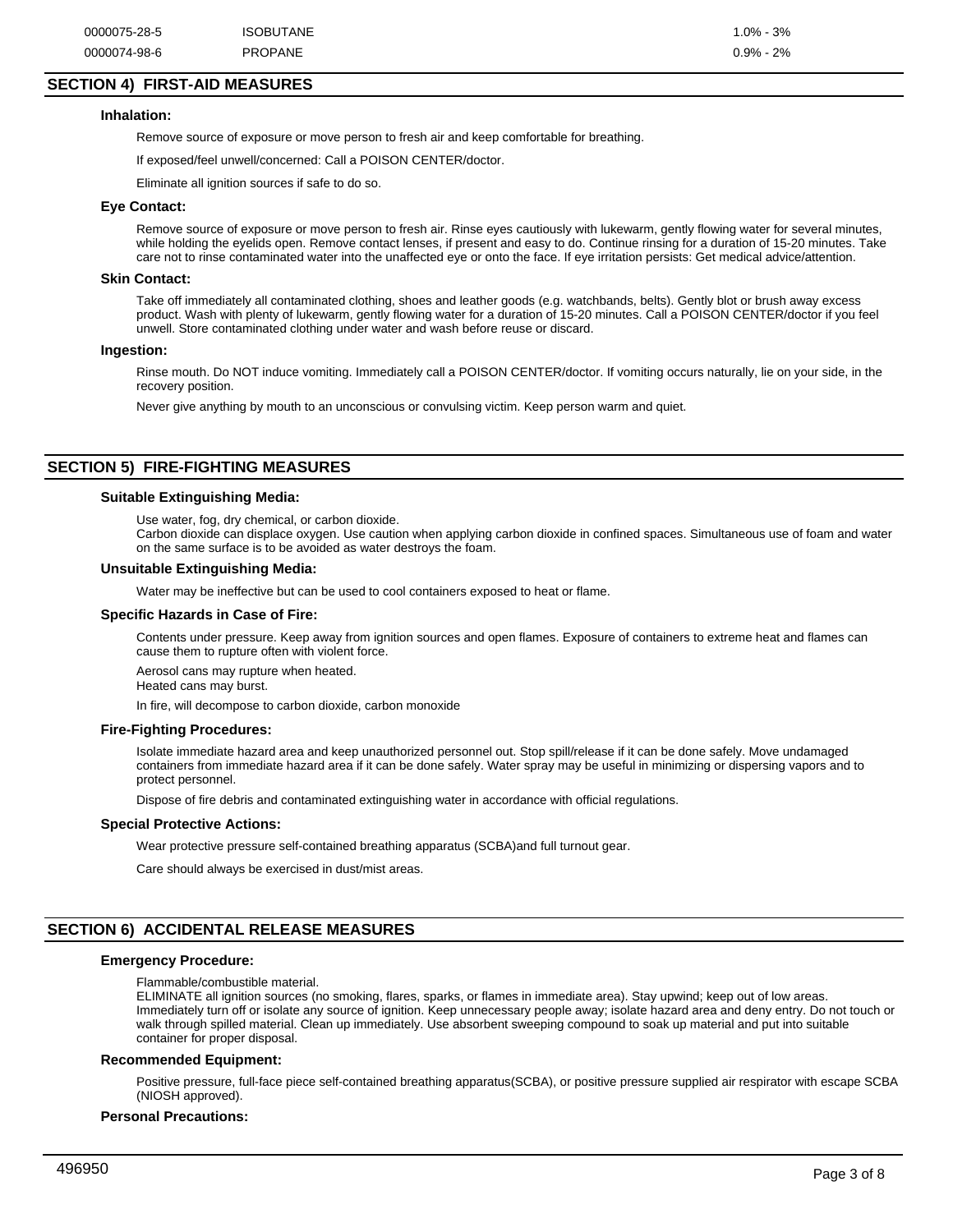| 0000075-28-5 | ISOBUTANE | 1.0% - 3% |
|---|---|---|
| 0000074-98-6 | PROPANE | 0.9% - 2% |

## SECTION 4) FIRST-AID MEASURES

### Inhalation:

Remove source of exposure or move person to fresh air and keep comfortable for breathing.

If exposed/feel unwell/concerned: Call a POISON CENTER/doctor.

Eliminate all ignition sources if safe to do so.

### Eye Contact:

Remove source of exposure or move person to fresh air. Rinse eyes cautiously with lukewarm, gently flowing water for several minutes, while holding the eyelids open. Remove contact lenses, if present and easy to do. Continue rinsing for a duration of 15-20 minutes. Take care not to rinse contaminated water into the unaffected eye or onto the face. If eye irritation persists: Get medical advice/attention.

### Skin Contact:

Take off immediately all contaminated clothing, shoes and leather goods (e.g. watchbands, belts). Gently blot or brush away excess product. Wash with plenty of lukewarm, gently flowing water for a duration of 15-20 minutes. Call a POISON CENTER/doctor if you feel unwell. Store contaminated clothing under water and wash before reuse or discard.

### Ingestion:

Rinse mouth. Do NOT induce vomiting. Immediately call a POISON CENTER/doctor. If vomiting occurs naturally, lie on your side, in the recovery position.

Never give anything by mouth to an unconscious or convulsing victim. Keep person warm and quiet.

## SECTION 5) FIRE-FIGHTING MEASURES

### Suitable Extinguishing Media:

Use water, fog, dry chemical, or carbon dioxide.
Carbon dioxide can displace oxygen. Use caution when applying carbon dioxide in confined spaces. Simultaneous use of foam and water on the same surface is to be avoided as water destroys the foam.

### Unsuitable Extinguishing Media:

Water may be ineffective but can be used to cool containers exposed to heat or flame.

### Specific Hazards in Case of Fire:

Contents under pressure. Keep away from ignition sources and open flames. Exposure of containers to extreme heat and flames can cause them to rupture often with violent force.

Aerosol cans may rupture when heated.
Heated cans may burst.

In fire, will decompose to carbon dioxide, carbon monoxide

### Fire-Fighting Procedures:

Isolate immediate hazard area and keep unauthorized personnel out. Stop spill/release if it can be done safely. Move undamaged containers from immediate hazard area if it can be done safely. Water spray may be useful in minimizing or dispersing vapors and to protect personnel.

Dispose of fire debris and contaminated extinguishing water in accordance with official regulations.

### Special Protective Actions:

Wear protective pressure self-contained breathing apparatus (SCBA)and full turnout gear.

Care should always be exercised in dust/mist areas.

## SECTION 6) ACCIDENTAL RELEASE MEASURES

### Emergency Procedure:

Flammable/combustible material.
ELIMINATE all ignition sources (no smoking, flares, sparks, or flames in immediate area). Stay upwind; keep out of low areas. Immediately turn off or isolate any source of ignition. Keep unnecessary people away; isolate hazard area and deny entry. Do not touch or walk through spilled material. Clean up immediately. Use absorbent sweeping compound to soak up material and put into suitable container for proper disposal.

### Recommended Equipment:

Positive pressure, full-face piece self-contained breathing apparatus(SCBA), or positive pressure supplied air respirator with escape SCBA (NIOSH approved).

### Personal Precautions: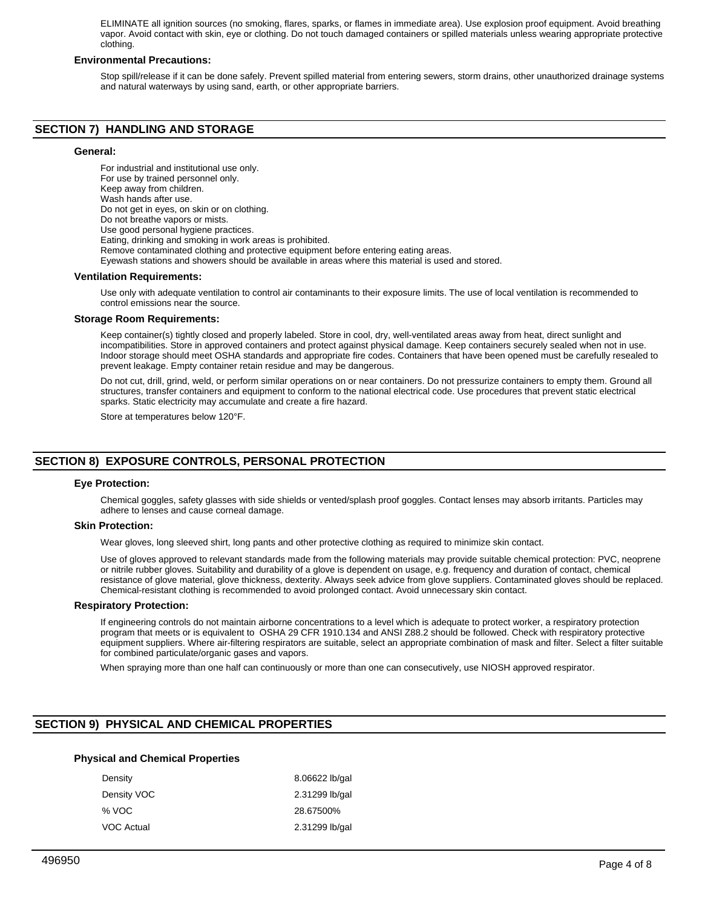ELIMINATE all ignition sources (no smoking, flares, sparks, or flames in immediate area). Use explosion proof equipment. Avoid breathing vapor. Avoid contact with skin, eye or clothing. Do not touch damaged containers or spilled materials unless wearing appropriate protective clothing.

### Environmental Precautions:

Stop spill/release if it can be done safely. Prevent spilled material from entering sewers, storm drains, other unauthorized drainage systems and natural waterways by using sand, earth, or other appropriate barriers.

## SECTION 7) HANDLING AND STORAGE

### General:

For industrial and institutional use only.
For use by trained personnel only.
Keep away from children.
Wash hands after use.
Do not get in eyes, on skin or on clothing.
Do not breathe vapors or mists.
Use good personal hygiene practices.
Eating, drinking and smoking in work areas is prohibited.
Remove contaminated clothing and protective equipment before entering eating areas.
Eyewash stations and showers should be available in areas where this material is used and stored.

### Ventilation Requirements:

Use only with adequate ventilation to control air contaminants to their exposure limits. The use of local ventilation is recommended to control emissions near the source.

### Storage Room Requirements:

Keep container(s) tightly closed and properly labeled. Store in cool, dry, well-ventilated areas away from heat, direct sunlight and incompatibilities. Store in approved containers and protect against physical damage. Keep containers securely sealed when not in use. Indoor storage should meet OSHA standards and appropriate fire codes. Containers that have been opened must be carefully resealed to prevent leakage. Empty container retain residue and may be dangerous.

Do not cut, drill, grind, weld, or perform similar operations on or near containers. Do not pressurize containers to empty them. Ground all structures, transfer containers and equipment to conform to the national electrical code. Use procedures that prevent static electrical sparks. Static electricity may accumulate and create a fire hazard.

Store at temperatures below 120°F.

## SECTION 8) EXPOSURE CONTROLS, PERSONAL PROTECTION

### Eye Protection:

Chemical goggles, safety glasses with side shields or vented/splash proof goggles. Contact lenses may absorb irritants. Particles may adhere to lenses and cause corneal damage.

### Skin Protection:

Wear gloves, long sleeved shirt, long pants and other protective clothing as required to minimize skin contact.

Use of gloves approved to relevant standards made from the following materials may provide suitable chemical protection: PVC, neoprene or nitrile rubber gloves. Suitability and durability of a glove is dependent on usage, e.g. frequency and duration of contact, chemical resistance of glove material, glove thickness, dexterity. Always seek advice from glove suppliers. Contaminated gloves should be replaced. Chemical-resistant clothing is recommended to avoid prolonged contact. Avoid unnecessary skin contact.

### Respiratory Protection:

If engineering controls do not maintain airborne concentrations to a level which is adequate to protect worker, a respiratory protection program that meets or is equivalent to OSHA 29 CFR 1910.134 and ANSI Z88.2 should be followed. Check with respiratory protective equipment suppliers. Where air-filtering respirators are suitable, select an appropriate combination of mask and filter. Select a filter suitable for combined particulate/organic gases and vapors.

When spraying more than one half can continuously or more than one can consecutively, use NIOSH approved respirator.

## SECTION 9) PHYSICAL AND CHEMICAL PROPERTIES

### Physical and Chemical Properties

| | |
|---|---|
| Density | 8.06622 lb/gal |
| Density VOC | 2.31299 lb/gal |
| % VOC | 28.67500% |
| VOC Actual | 2.31299 lb/gal |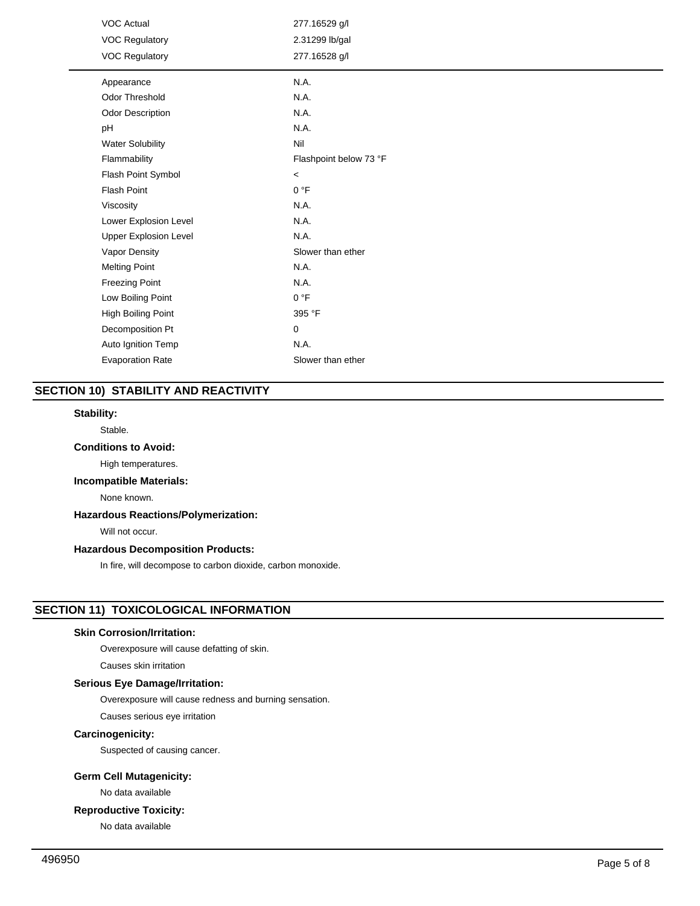| | |
|---|---|
| VOC Actual | 277.16529 g/l |
| VOC Regulatory | 2.31299 lb/gal |
| VOC Regulatory | 277.16528 g/l |

| | |
|---|---|
| Appearance | N.A. |
| Odor Threshold | N.A. |
| Odor Description | N.A. |
| pH | N.A. |
| Water Solubility | Nil |
| Flammability | Flashpoint below 73 °F |
| Flash Point Symbol | < |
| Flash Point | 0 °F |
| Viscosity | N.A. |
| Lower Explosion Level | N.A. |
| Upper Explosion Level | N.A. |
| Vapor Density | Slower than ether |
| Melting Point | N.A. |
| Freezing Point | N.A. |
| Low Boiling Point | 0 °F |
| High Boiling Point | 395 °F |
| Decomposition Pt | 0 |
| Auto Ignition Temp | N.A. |
| Evaporation Rate | Slower than ether |

## SECTION 10) STABILITY AND REACTIVITY

**Stability:**

Stable.

**Conditions to Avoid:**

High temperatures.

**Incompatible Materials:**

None known.

**Hazardous Reactions/Polymerization:**

Will not occur.

**Hazardous Decomposition Products:**

In fire, will decompose to carbon dioxide, carbon monoxide.

## SECTION 11) TOXICOLOGICAL INFORMATION

**Skin Corrosion/Irritation:**

Overexposure will cause defatting of skin.

Causes skin irritation

**Serious Eye Damage/Irritation:**

Overexposure will cause redness and burning sensation.

Causes serious eye irritation

**Carcinogenicity:**

Suspected of causing cancer.

**Germ Cell Mutagenicity:**

No data available

**Reproductive Toxicity:**

No data available

496950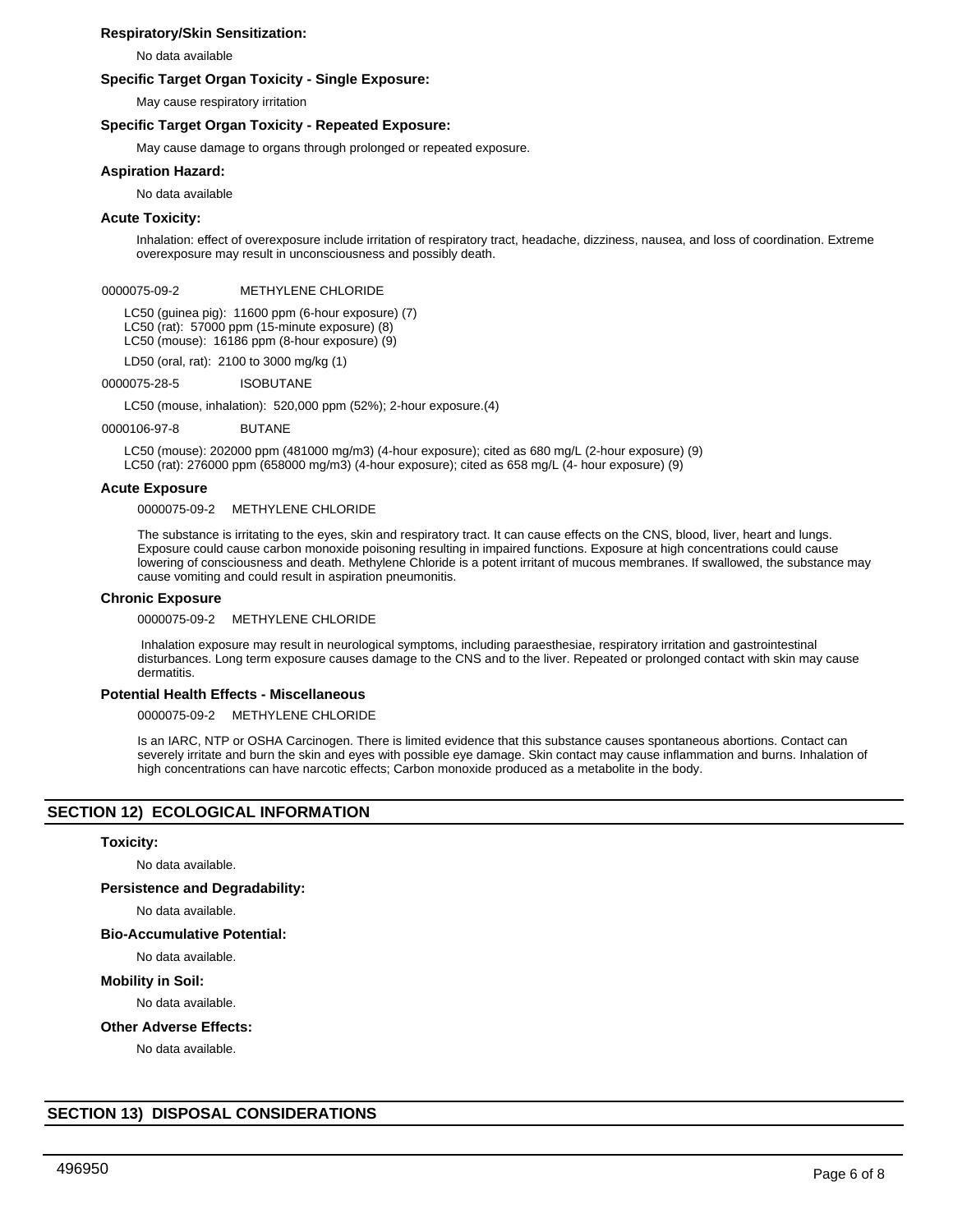### Respiratory/Skin Sensitization:

No data available

### Specific Target Organ Toxicity - Single Exposure:

May cause respiratory irritation

### Specific Target Organ Toxicity - Repeated Exposure:

May cause damage to organs through prolonged or repeated exposure.

### Aspiration Hazard:

No data available

### Acute Toxicity:

Inhalation: effect of overexposure include irritation of respiratory tract, headache, dizziness, nausea, and loss of coordination. Extreme overexposure may result in unconsciousness and possibly death.

0000075-09-2 METHYLENE CHLORIDE

LC50 (guinea pig): 11600 ppm (6-hour exposure) (7)
LC50 (rat): 57000 ppm (15-minute exposure) (8)
LC50 (mouse): 16186 ppm (8-hour exposure) (9)

LD50 (oral, rat): 2100 to 3000 mg/kg (1)

0000075-28-5 ISOBUTANE

LC50 (mouse, inhalation): 520,000 ppm (52%); 2-hour exposure.(4)

0000106-97-8 BUTANE

LC50 (mouse): 202000 ppm (481000 mg/m3) (4-hour exposure); cited as 680 mg/L (2-hour exposure) (9)
LC50 (rat): 276000 ppm (658000 mg/m3) (4-hour exposure); cited as 658 mg/L (4- hour exposure) (9)

### Acute Exposure

0000075-09-2 METHYLENE CHLORIDE

The substance is irritating to the eyes, skin and respiratory tract. It can cause effects on the CNS, blood, liver, heart and lungs. Exposure could cause carbon monoxide poisoning resulting in impaired functions. Exposure at high concentrations could cause lowering of consciousness and death. Methylene Chloride is a potent irritant of mucous membranes. If swallowed, the substance may cause vomiting and could result in aspiration pneumonitis.

### Chronic Exposure

0000075-09-2 METHYLENE CHLORIDE

Inhalation exposure may result in neurological symptoms, including paraesthesiae, respiratory irritation and gastrointestinal disturbances. Long term exposure causes damage to the CNS and to the liver. Repeated or prolonged contact with skin may cause dermatitis.

### Potential Health Effects - Miscellaneous

0000075-09-2 METHYLENE CHLORIDE

Is an IARC, NTP or OSHA Carcinogen. There is limited evidence that this substance causes spontaneous abortions. Contact can severely irritate and burn the skin and eyes with possible eye damage. Skin contact may cause inflammation and burns. Inhalation of high concentrations can have narcotic effects; Carbon monoxide produced as a metabolite in the body.

## SECTION 12) ECOLOGICAL INFORMATION

### Toxicity:

No data available.

### Persistence and Degradability:

No data available.

### Bio-Accumulative Potential:

No data available.

### Mobility in Soil:

No data available.

### Other Adverse Effects:

No data available.

## SECTION 13) DISPOSAL CONSIDERATIONS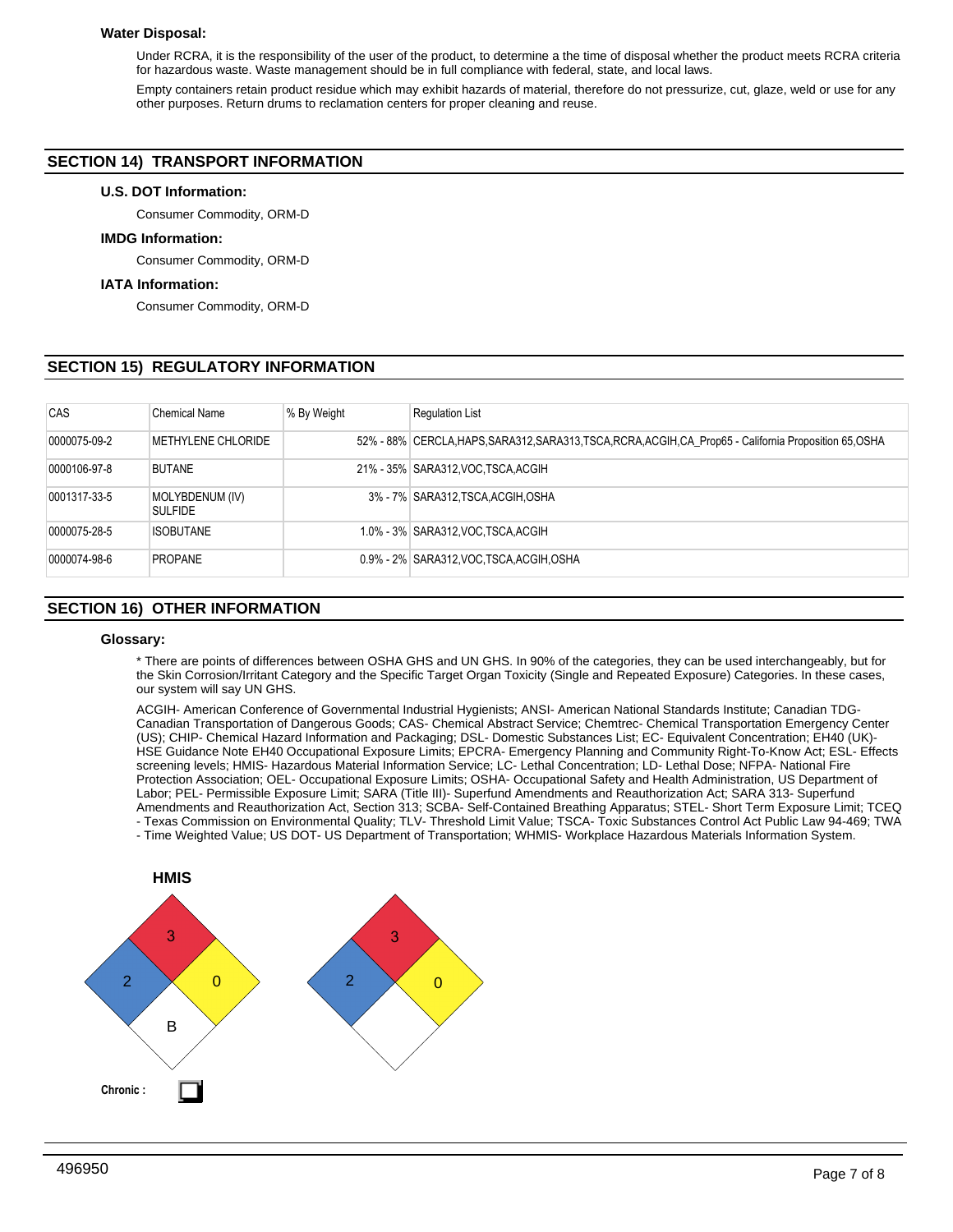### Water Disposal:

Under RCRA, it is the responsibility of the user of the product, to determine a the time of disposal whether the product meets RCRA criteria for hazardous waste. Waste management should be in full compliance with federal, state, and local laws.

Empty containers retain product residue which may exhibit hazards of material, therefore do not pressurize, cut, glaze, weld or use for any other purposes. Return drums to reclamation centers for proper cleaning and reuse.

## SECTION 14) TRANSPORT INFORMATION

### U.S. DOT Information:

Consumer Commodity, ORM-D

### IMDG Information:

Consumer Commodity, ORM-D

### IATA Information:

Consumer Commodity, ORM-D

## SECTION 15) REGULATORY INFORMATION

| CAS | Chemical Name | % By Weight | Regulation List |
|---|---|---|---|
| 0000075-09-2 | METHYLENE CHLORIDE | 52% - 88% | CERCLA,HAPS,SARA312,SARA313,TSCA,RCRA,ACGIH,CA_Prop65 - California Proposition 65,OSHA |
| 0000106-97-8 | BUTANE | 21% - 35% | SARA312,VOC,TSCA,ACGIH |
| 0001317-33-5 | MOLYBDENUM (IV) SULFIDE | 3% - 7% | SARA312,TSCA,ACGIH,OSHA |
| 0000075-28-5 | ISOBUTANE | 1.0% - 3% | SARA312,VOC,TSCA,ACGIH |
| 0000074-98-6 | PROPANE | 0.9% - 2% | SARA312,VOC,TSCA,ACGIH,OSHA |

## SECTION 16) OTHER INFORMATION

### Glossary:

* There are points of differences between OSHA GHS and UN GHS. In 90% of the categories, they can be used interchangeably, but for the Skin Corrosion/Irritant Category and the Specific Target Organ Toxicity (Single and Repeated Exposure) Categories. In these cases, our system will say UN GHS.

ACGIH- American Conference of Governmental Industrial Hygienists; ANSI- American National Standards Institute; Canadian TDG- Canadian Transportation of Dangerous Goods; CAS- Chemical Abstract Service; Chemtrec- Chemical Transportation Emergency Center (US); CHIP- Chemical Hazard Information and Packaging; DSL- Domestic Substances List; EC- Equivalent Concentration; EH40 (UK)- HSE Guidance Note EH40 Occupational Exposure Limits; EPCRA- Emergency Planning and Community Right-To-Know Act; ESL- Effects screening levels; HMIS- Hazardous Material Information Service; LC- Lethal Concentration; LD- Lethal Dose; NFPA- National Fire Protection Association; OEL- Occupational Exposure Limits; OSHA- Occupational Safety and Health Administration, US Department of Labor; PEL- Permissible Exposure Limit; SARA (Title III)- Superfund Amendments and Reauthorization Act; SARA 313- Superfund Amendments and Reauthorization Act, Section 313; SCBA- Self-Contained Breathing Apparatus; STEL- Short Term Exposure Limit; TCEQ - Texas Commission on Environmental Quality; TLV- Threshold Limit Value; TSCA- Toxic Substances Control Act Public Law 94-469; TWA - Time Weighted Value; US DOT- US Department of Transportation; WHMIS- Workplace Hazardous Materials Information System.

**HMIS**

Flammability: 3, Health: 2, Reactivity: 0, Special: B

Flammability: 3, Health: 2, Reactivity: 0

**Chronic :** ☐

496950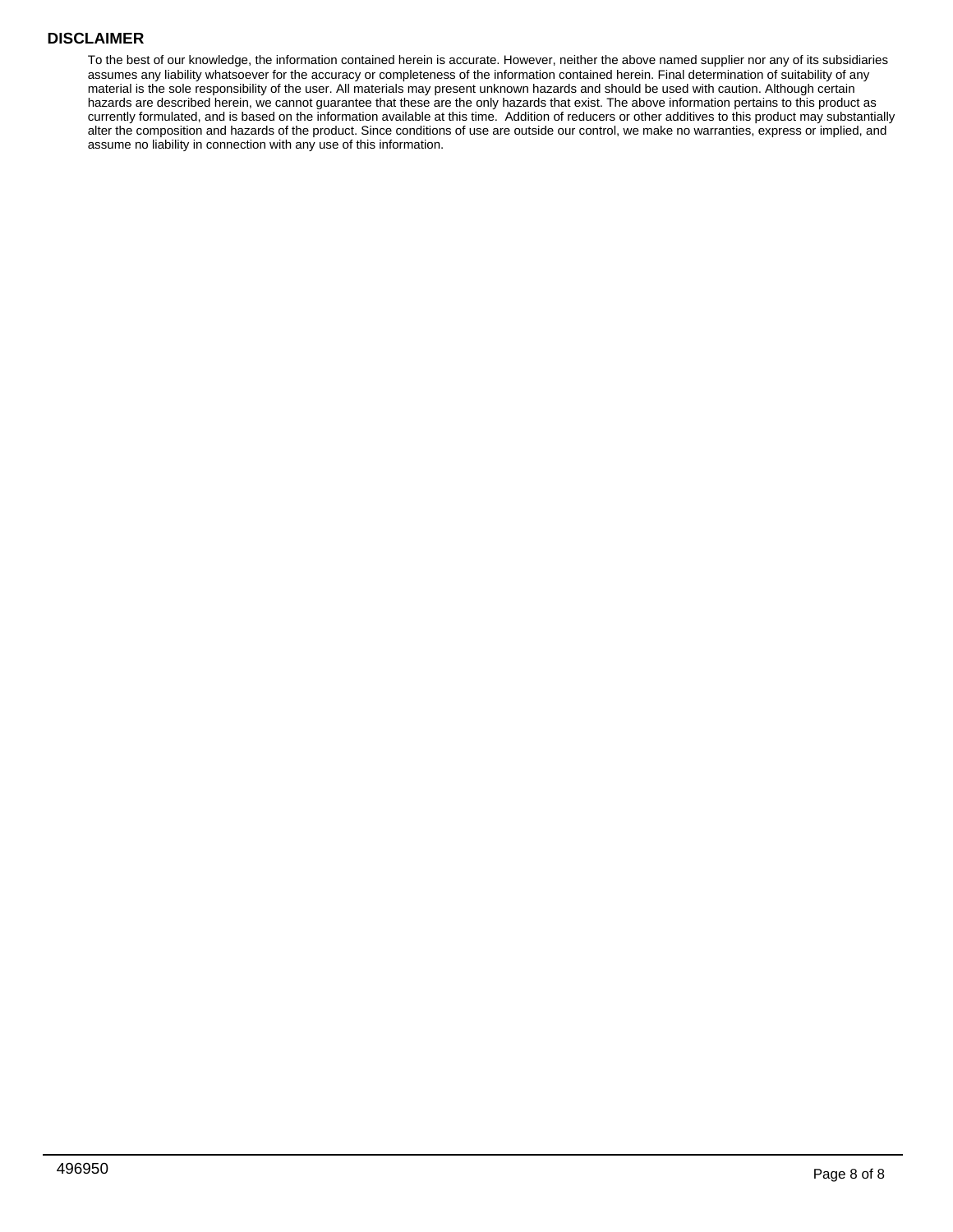## DISCLAIMER

To the best of our knowledge, the information contained herein is accurate. However, neither the above named supplier nor any of its subsidiaries assumes any liability whatsoever for the accuracy or completeness of the information contained herein. Final determination of suitability of any material is the sole responsibility of the user. All materials may present unknown hazards and should be used with caution. Although certain hazards are described herein, we cannot guarantee that these are the only hazards that exist. The above information pertains to this product as currently formulated, and is based on the information available at this time.  Addition of reducers or other additives to this product may substantially alter the composition and hazards of the product. Since conditions of use are outside our control, we make no warranties, express or implied, and assume no liability in connection with any use of this information.